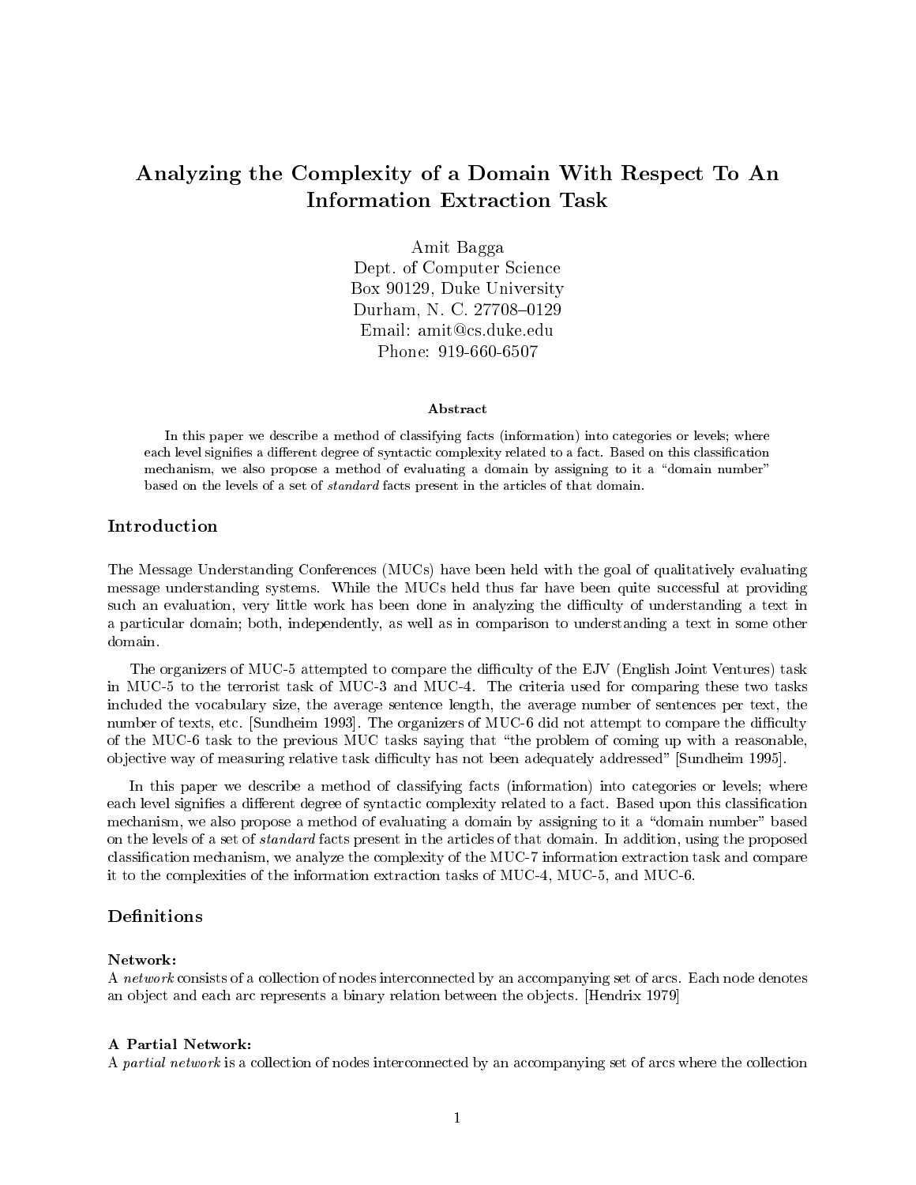# Analyzing the Complexity of a Domain With Respect To An Information Extraction Task

Amit Bagga
Dept. of Computer Science
Box 90129, Duke University
Durham, N. C. 27708–0129
Email: amit@cs.duke.edu
Phone: 919-660-6507

### Abstract

In this paper we describe a method of classifying facts (information) into categories or levels; where each level signifies a different degree of syntactic complexity related to a fact. Based on this classification mechanism, we also propose a method of evaluating a domain by assigning to it a "domain number" based on the levels of a set of *standard* facts present in the articles of that domain.

## Introduction

The Message Understanding Conferences (MUCs) have been held with the goal of qualitatively evaluating message understanding systems. While the MUCs held thus far have been quite successful at providing such an evaluation, very little work has been done in analyzing the difficulty of understanding a text in a particular domain; both, independently, as well as in comparison to understanding a text in some other domain.

The organizers of MUC-5 attempted to compare the difficulty of the EJV (English Joint Ventures) task in MUC-5 to the terrorist task of MUC-3 and MUC-4. The criteria used for comparing these two tasks included the vocabulary size, the average sentence length, the average number of sentences per text, the number of texts, etc. [Sundheim 1993]. The organizers of MUC-6 did not attempt to compare the difficulty of the MUC-6 task to the previous MUC tasks saying that "the problem of coming up with a reasonable, objective way of measuring relative task difficulty has not been adequately addressed" [Sundheim 1995].

In this paper we describe a method of classifying facts (information) into categories or levels; where each level signifies a different degree of syntactic complexity related to a fact. Based upon this classification mechanism, we also propose a method of evaluating a domain by assigning to it a "domain number" based on the levels of a set of *standard* facts present in the articles of that domain. In addition, using the proposed classification mechanism, we analyze the complexity of the MUC-7 information extraction task and compare it to the complexities of the information extraction tasks of MUC-4, MUC-5, and MUC-6.

## Definitions

**Network:**
A *network* consists of a collection of nodes interconnected by an accompanying set of arcs. Each node denotes an object and each arc represents a binary relation between the objects. [Hendrix 1979]

**A Partial Network:**
A *partial network* is a collection of nodes interconnected by an accompanying set of arcs where the collection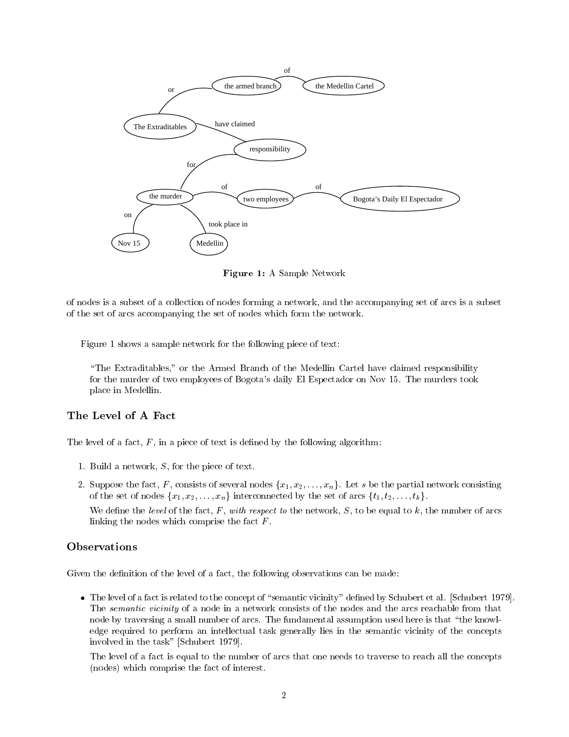**Figure 1:** A Sample Network

of nodes is a subset of a collection of nodes forming a network, and the accompanying set of arcs is a subset of the set of arcs accompanying the set of nodes which form the network.

Figure 1 shows a sample network for the following piece of text:

> "The Extraditables," or the Armed Branch of the Medellin Cartel have claimed responsibility for the murder of two employees of Bogota's daily El Espectador on Nov 15. The murders took place in Medellin.

## The Level of A Fact

The level of a fact, $F$, in a piece of text is defined by the following algorithm:

1. Build a network, $S$, for the piece of text.
2. Suppose the fact, $F$, consists of several nodes $\{x_1, x_2, \ldots, x_n\}$. Let $s$ be the partial network consisting of the set of nodes $\{x_1, x_2, \ldots, x_n\}$ interconnected by the set of arcs $\{t_1, t_2, \ldots, t_k\}$.

   We define the *level* of the fact, $F$, *with respect to* the network, $S$, to be equal to $k$, the number of arcs linking the nodes which comprise the fact $F$.

## Observations

Given the definition of the level of a fact, the following observations can be made:

- The level of a fact is related to the concept of "semantic vicinity" defined by Schubert et al. [Schubert 1979]. The *semantic vicinity* of a node in a network consists of the nodes and the arcs reachable from that node by traversing a small number of arcs. The fundamental assumption used here is that "the knowledge required to perform an intellectual task generally lies in the semantic vicinity of the concepts involved in the task" [Schubert 1979].

  The level of a fact is equal to the number of arcs that one needs to traverse to reach all the concepts (nodes) which comprise the fact of interest.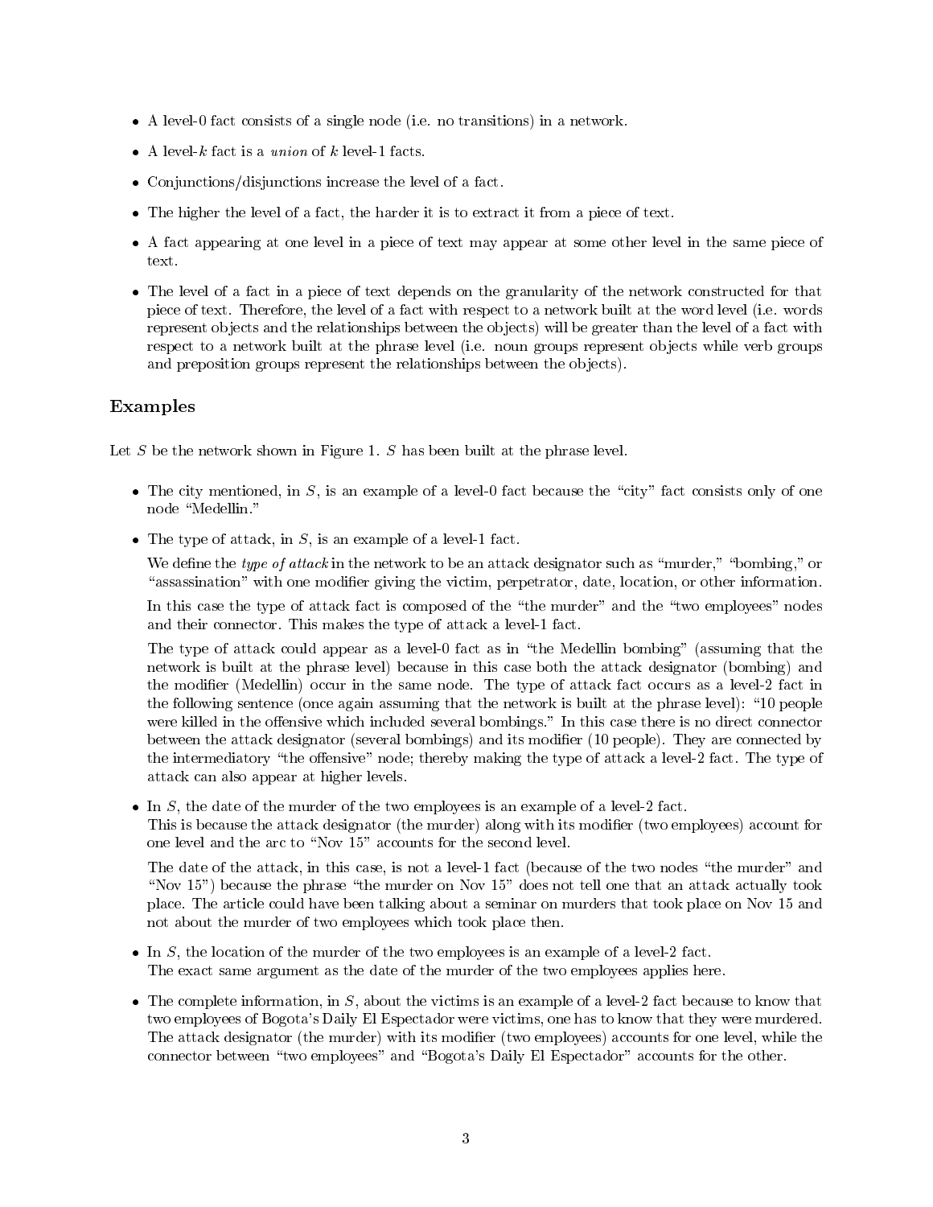- A level-0 fact consists of a single node (i.e. no transitions) in a network.
- A level-$k$ fact is a *union* of $k$ level-1 facts.
- Conjunctions/disjunctions increase the level of a fact.
- The higher the level of a fact, the harder it is to extract it from a piece of text.
- A fact appearing at one level in a piece of text may appear at some other level in the same piece of text.
- The level of a fact in a piece of text depends on the granularity of the network constructed for that piece of text. Therefore, the level of a fact with respect to a network built at the word level (i.e. words represent objects and the relationships between the objects) will be greater than the level of a fact with respect to a network built at the phrase level (i.e. noun groups represent objects while verb groups and preposition groups represent the relationships between the objects).

## Examples

Let $S$ be the network shown in Figure 1. $S$ has been built at the phrase level.

- The city mentioned, in $S$, is an example of a level-0 fact because the "city" fact consists only of one node "Medellin."
- The type of attack, in $S$, is an example of a level-1 fact.

  We define the *type of attack* in the network to be an attack designator such as "murder," "bombing," or "assassination" with one modifier giving the victim, perpetrator, date, location, or other information.

  In this case the type of attack fact is composed of the "the murder" and the "two employees" nodes and their connector. This makes the type of attack a level-1 fact.

  The type of attack could appear as a level-0 fact as in "the Medellin bombing" (assuming that the network is built at the phrase level) because in this case both the attack designator (bombing) and the modifier (Medellin) occur in the same node. The type of attack fact occurs as a level-2 fact in the following sentence (once again assuming that the network is built at the phrase level): "10 people were killed in the offensive which included several bombings." In this case there is no direct connector between the attack designator (several bombings) and its modifier (10 people). They are connected by the intermediatory "the offensive" node; thereby making the type of attack a level-2 fact. The type of attack can also appear at higher levels.

- In $S$, the date of the murder of the two employees is an example of a level-2 fact.
  This is because the attack designator (the murder) along with its modifier (two employees) account for one level and the arc to "Nov 15" accounts for the second level.

  The date of the attack, in this case, is not a level-1 fact (because of the two nodes "the murder" and "Nov 15") because the phrase "the murder on Nov 15" does not tell one that an attack actually took place. The article could have been talking about a seminar on murders that took place on Nov 15 and not about the murder of two employees which took place then.

- In $S$, the location of the murder of the two employees is an example of a level-2 fact.
  The exact same argument as the date of the murder of the two employees applies here.
- The complete information, in $S$, about the victims is an example of a level-2 fact because to know that two employees of Bogota's Daily El Espectador were victims, one has to know that they were murdered. The attack designator (the murder) with its modifier (two employees) accounts for one level, while the connector between "two employees" and "Bogota's Daily El Espectador" accounts for the other.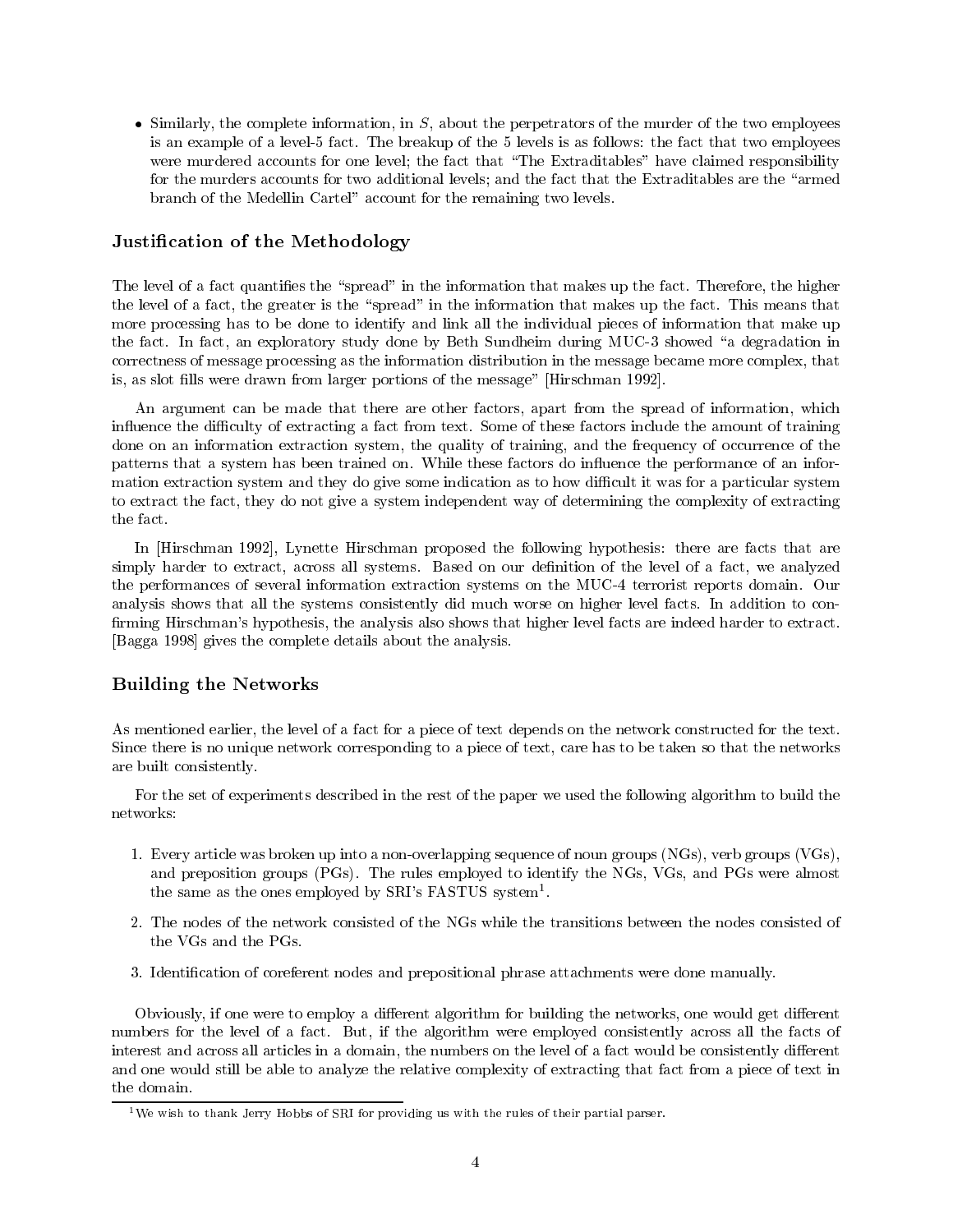- Similarly, the complete information, in $S$, about the perpetrators of the murder of the two employees is an example of a level-5 fact. The breakup of the 5 levels is as follows: the fact that two employees were murdered accounts for one level; the fact that "The Extraditables" have claimed responsibility for the murders accounts for two additional levels; and the fact that the Extraditables are the "armed branch of the Medellin Cartel" account for the remaining two levels.

### Justification of the Methodology

The level of a fact quantifies the "spread" in the information that makes up the fact. Therefore, the higher the level of a fact, the greater is the "spread" in the information that makes up the fact. This means that more processing has to be done to identify and link all the individual pieces of information that make up the fact. In fact, an exploratory study done by Beth Sundheim during MUC-3 showed "a degradation in correctness of message processing as the information distribution in the message became more complex, that is, as slot fills were drawn from larger portions of the message" [Hirschman 1992].

An argument can be made that there are other factors, apart from the spread of information, which influence the difficulty of extracting a fact from text. Some of these factors include the amount of training done on an information extraction system, the quality of training, and the frequency of occurrence of the patterns that a system has been trained on. While these factors do influence the performance of an information extraction system and they do give some indication as to how difficult it was for a particular system to extract the fact, they do not give a system independent way of determining the complexity of extracting the fact.

In [Hirschman 1992], Lynette Hirschman proposed the following hypothesis: there are facts that are simply harder to extract, across all systems. Based on our definition of the level of a fact, we analyzed the performances of several information extraction systems on the MUC-4 terrorist reports domain. Our analysis shows that all the systems consistently did much worse on higher level facts. In addition to confirming Hirschman's hypothesis, the analysis also shows that higher level facts are indeed harder to extract. [Bagga 1998] gives the complete details about the analysis.

### Building the Networks

As mentioned earlier, the level of a fact for a piece of text depends on the network constructed for the text. Since there is no unique network corresponding to a piece of text, care has to be taken so that the networks are built consistently.

For the set of experiments described in the rest of the paper we used the following algorithm to build the networks:

1. Every article was broken up into a non-overlapping sequence of noun groups (NGs), verb groups (VGs), and preposition groups (PGs). The rules employed to identify the NGs, VGs, and PGs were almost the same as the ones employed by SRI's FASTUS system[1].
2. The nodes of the network consisted of the NGs while the transitions between the nodes consisted of the VGs and the PGs.
3. Identification of coreferent nodes and prepositional phrase attachments were done manually.

Obviously, if one were to employ a different algorithm for building the networks, one would get different numbers for the level of a fact. But, if the algorithm were employed consistently across all the facts of interest and across all articles in a domain, the numbers on the level of a fact would be consistently different and one would still be able to analyze the relative complexity of extracting that fact from a piece of text in the domain.

[1] We wish to thank Jerry Hobbs of SRI for providing us with the rules of their partial parser.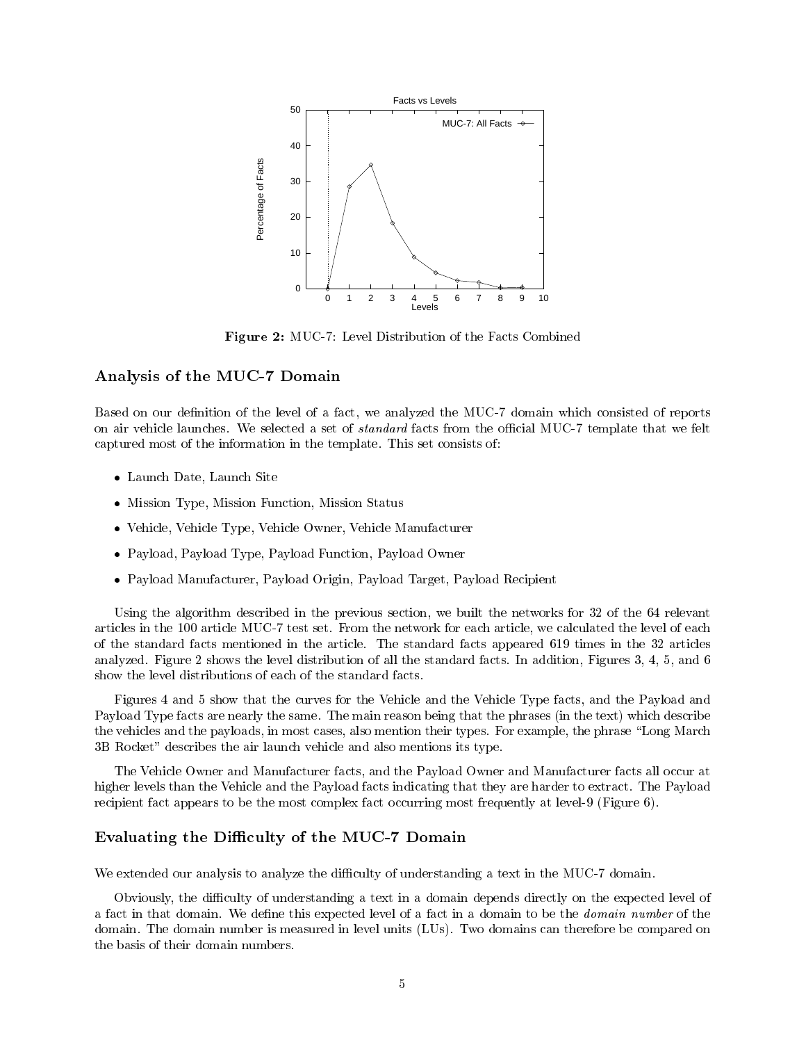Figure 2: MUC-7: Level Distribution of the Facts Combined

## Analysis of the MUC-7 Domain

Based on our definition of the level of a fact, we analyzed the MUC-7 domain which consisted of reports on air vehicle launches. We selected a set of *standard* facts from the official MUC-7 template that we felt captured most of the information in the template. This set consists of:

- Launch Date, Launch Site
- Mission Type, Mission Function, Mission Status
- Vehicle, Vehicle Type, Vehicle Owner, Vehicle Manufacturer
- Payload, Payload Type, Payload Function, Payload Owner
- Payload Manufacturer, Payload Origin, Payload Target, Payload Recipient

Using the algorithm described in the previous section, we built the networks for 32 of the 64 relevant articles in the 100 article MUC-7 test set. From the network for each article, we calculated the level of each of the standard facts mentioned in the article. The standard facts appeared 619 times in the 32 articles analyzed. Figure 2 shows the level distribution of all the standard facts. In addition, Figures 3, 4, 5, and 6 show the level distributions of each of the standard facts.

Figures 4 and 5 show that the curves for the Vehicle and the Vehicle Type facts, and the Payload and Payload Type facts are nearly the same. The main reason being that the phrases (in the text) which describe the vehicles and the payloads, in most cases, also mention their types. For example, the phrase "Long March 3B Rocket" describes the air launch vehicle and also mentions its type.

The Vehicle Owner and Manufacturer facts, and the Payload Owner and Manufacturer facts all occur at higher levels than the Vehicle and the Payload facts indicating that they are harder to extract. The Payload recipient fact appears to be the most complex fact occurring most frequently at level-9 (Figure 6).

## Evaluating the Difficulty of the MUC-7 Domain

We extended our analysis to analyze the difficulty of understanding a text in the MUC-7 domain.

Obviously, the difficulty of understanding a text in a domain depends directly on the expected level of a fact in that domain. We define this expected level of a fact in a domain to be the *domain number* of the domain. The domain number is measured in level units (LUs). Two domains can therefore be compared on the basis of their domain numbers.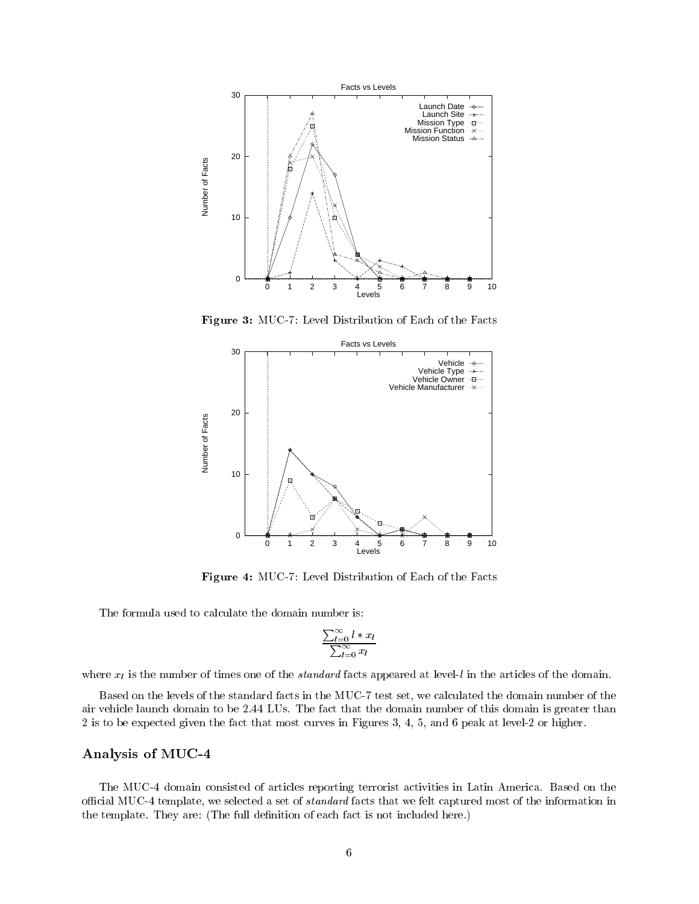**Figure 3:** MUC-7: Level Distribution of Each of the Facts

**Figure 4:** MUC-7: Level Distribution of Each of the Facts

The formula used to calculate the domain number is:

$$\frac{\sum_{l=0}^{\infty} l * x_l}{\sum_{l=0}^{\infty} x_l}$$

where $x_l$ is the number of times one of the *standard* facts appeared at level-$l$ in the articles of the domain.

Based on the levels of the standard facts in the MUC-7 test set, we calculated the domain number of the air vehicle launch domain to be 2.44 LUs. The fact that the domain number of this domain is greater than 2 is to be expected given the fact that most curves in Figures 3, 4, 5, and 6 peak at level-2 or higher.

## Analysis of MUC-4

The MUC-4 domain consisted of articles reporting terrorist activities in Latin America. Based on the official MUC-4 template, we selected a set of *standard* facts that we felt captured most of the information in the template. They are: (The full definition of each fact is not included here.)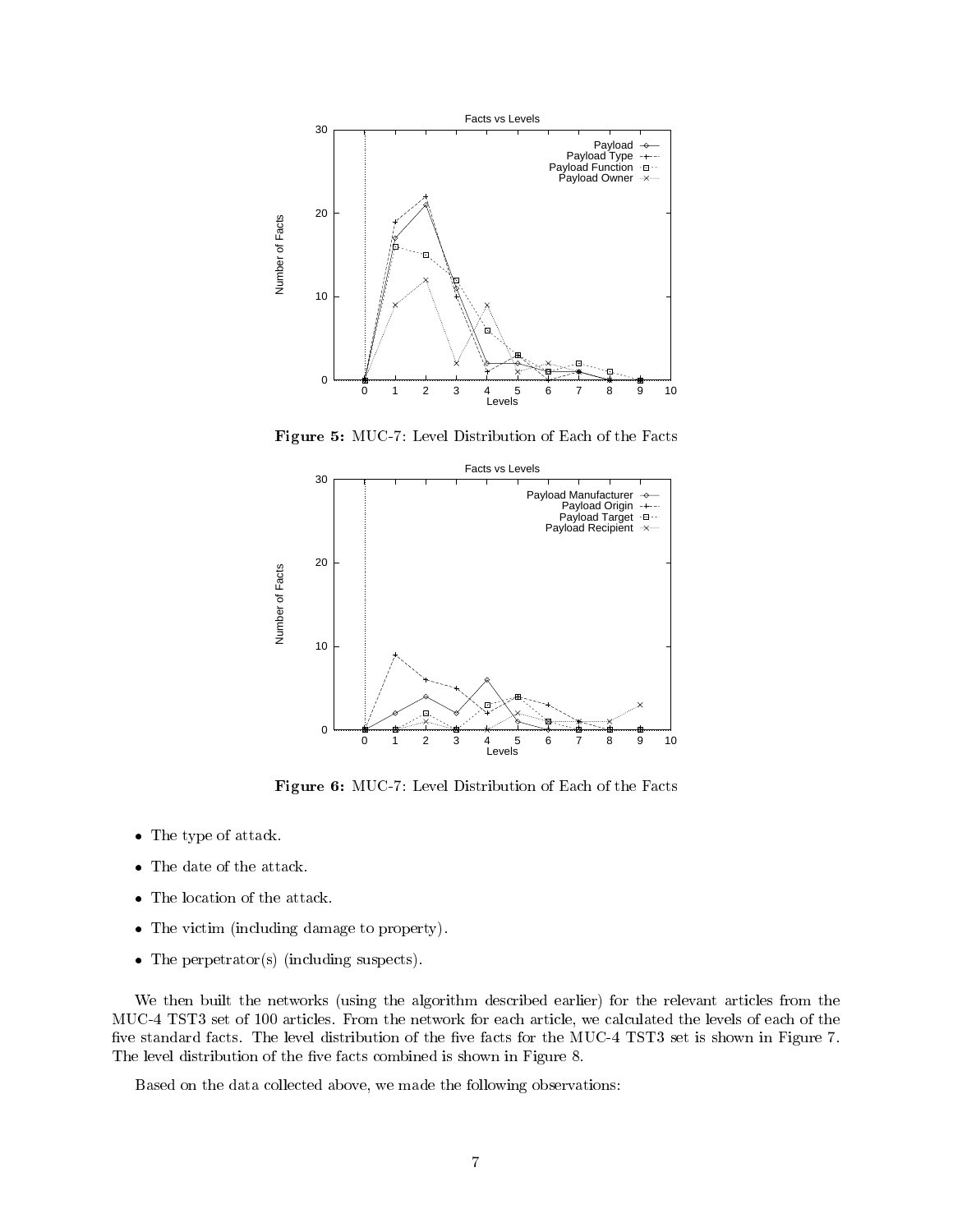**Figure 5:** MUC-7: Level Distribution of Each of the Facts

**Figure 6:** MUC-7: Level Distribution of Each of the Facts

- The type of attack.
- The date of the attack.
- The location of the attack.
- The victim (including damage to property).
- The perpetrator(s) (including suspects).

We then built the networks (using the algorithm described earlier) for the relevant articles from the MUC-4 TST3 set of 100 articles. From the network for each article, we calculated the levels of each of the five standard facts. The level distribution of the five facts for the MUC-4 TST3 set is shown in Figure 7. The level distribution of the five facts combined is shown in Figure 8.

Based on the data collected above, we made the following observations: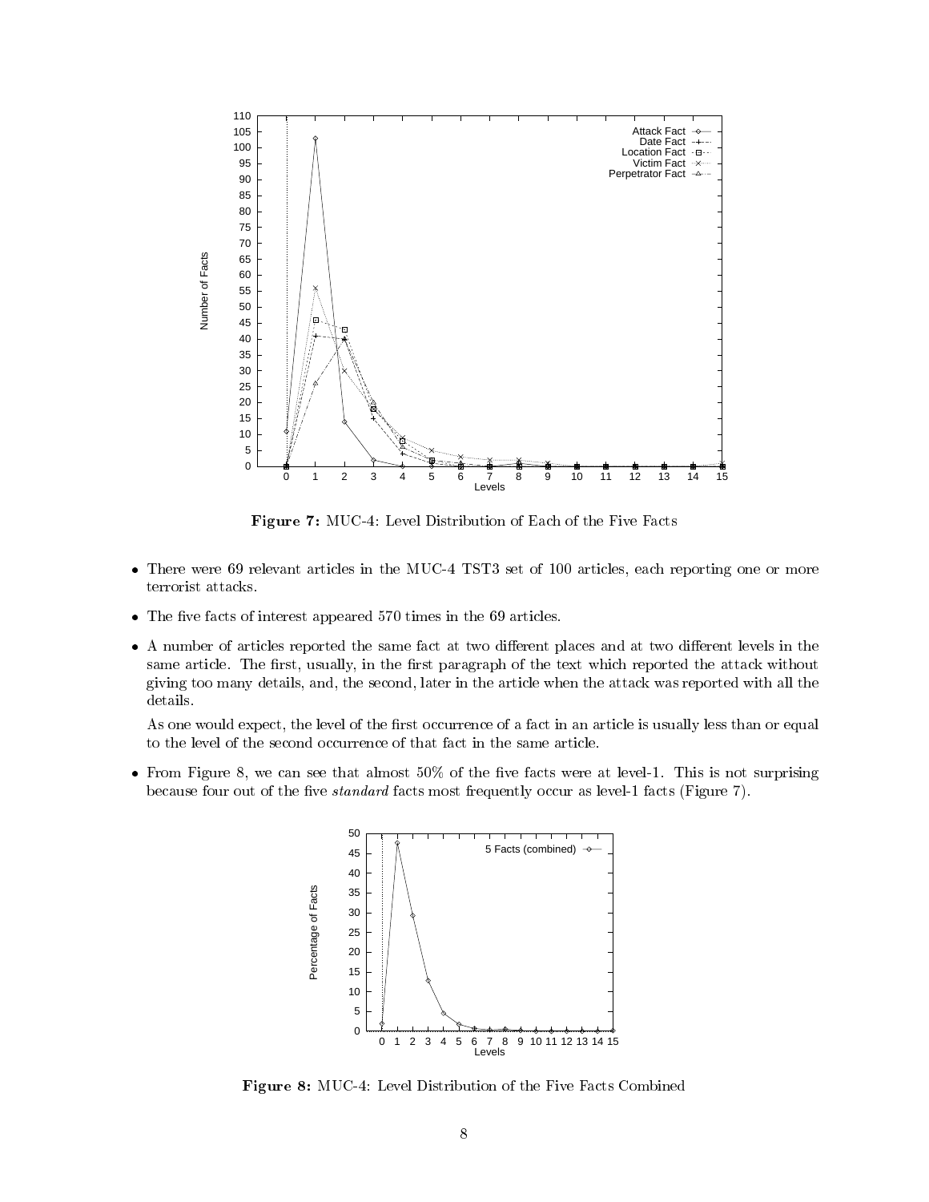Figure 7: MUC-4: Level Distribution of Each of the Five Facts

- There were 69 relevant articles in the MUC-4 TST3 set of 100 articles, each reporting one or more terrorist attacks.
- The five facts of interest appeared 570 times in the 69 articles.
- A number of articles reported the same fact at two different places and at two different levels in the same article. The first, usually, in the first paragraph of the text which reported the attack without giving too many details, and, the second, later in the article when the attack was reported with all the details.

  As one would expect, the level of the first occurrence of a fact in an article is usually less than or equal to the level of the second occurrence of that fact in the same article.
- From Figure 8, we can see that almost 50% of the five facts were at level-1. This is not surprising because four out of the five *standard* facts most frequently occur as level-1 facts (Figure 7).

Figure 8: MUC-4: Level Distribution of the Five Facts Combined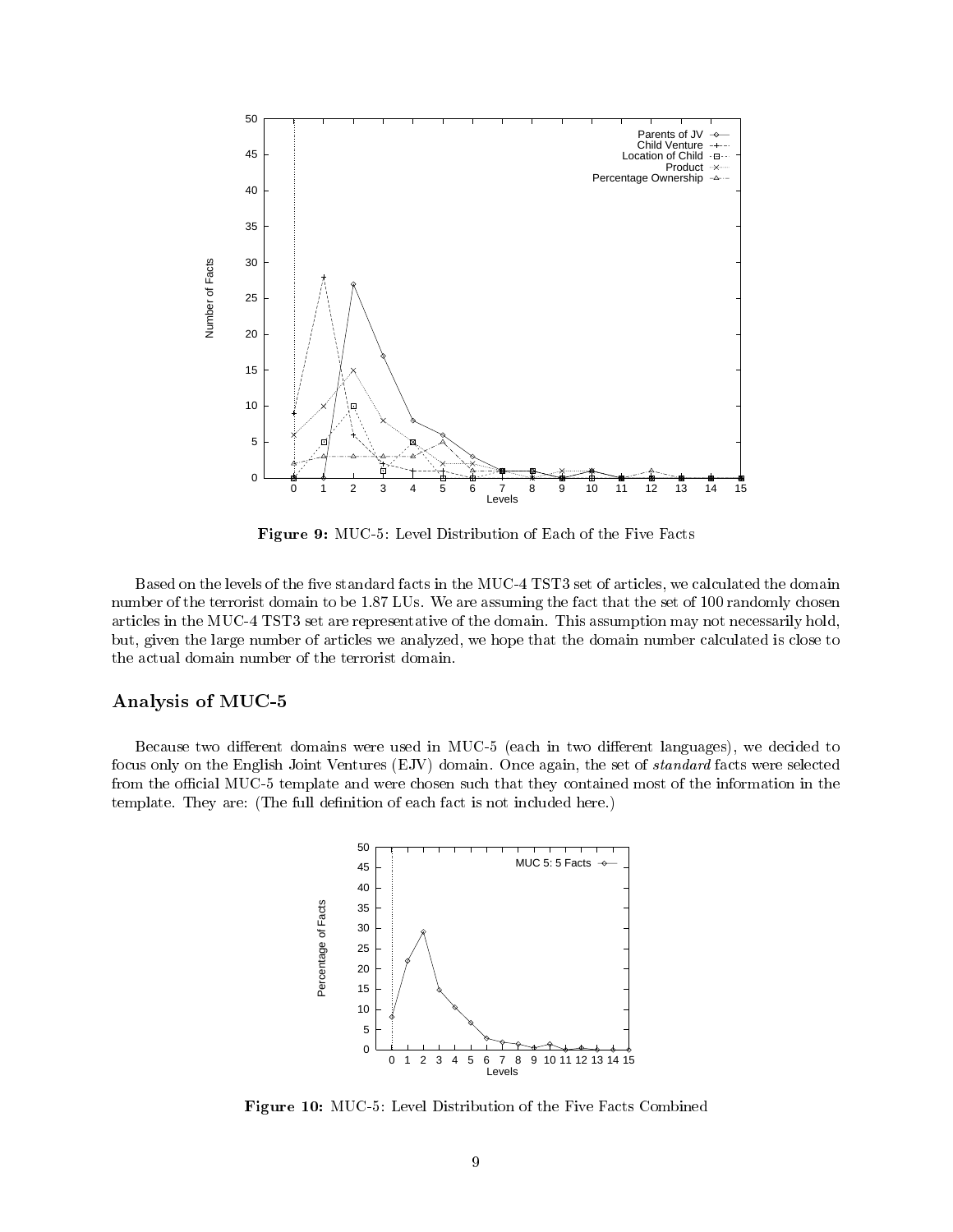**Figure 9:** MUC-5: Level Distribution of Each of the Five Facts

Based on the levels of the five standard facts in the MUC-4 TST3 set of articles, we calculated the domain number of the terrorist domain to be 1.87 LUs. We are assuming the fact that the set of 100 randomly chosen articles in the MUC-4 TST3 set are representative of the domain. This assumption may not necessarily hold, but, given the large number of articles we analyzed, we hope that the domain number calculated is close to the actual domain number of the terrorist domain.

## Analysis of MUC-5

Because two different domains were used in MUC-5 (each in two different languages), we decided to focus only on the English Joint Ventures (EJV) domain. Once again, the set of *standard* facts were selected from the official MUC-5 template and were chosen such that they contained most of the information in the template. They are: (The full definition of each fact is not included here.)

**Figure 10:** MUC-5: Level Distribution of the Five Facts Combined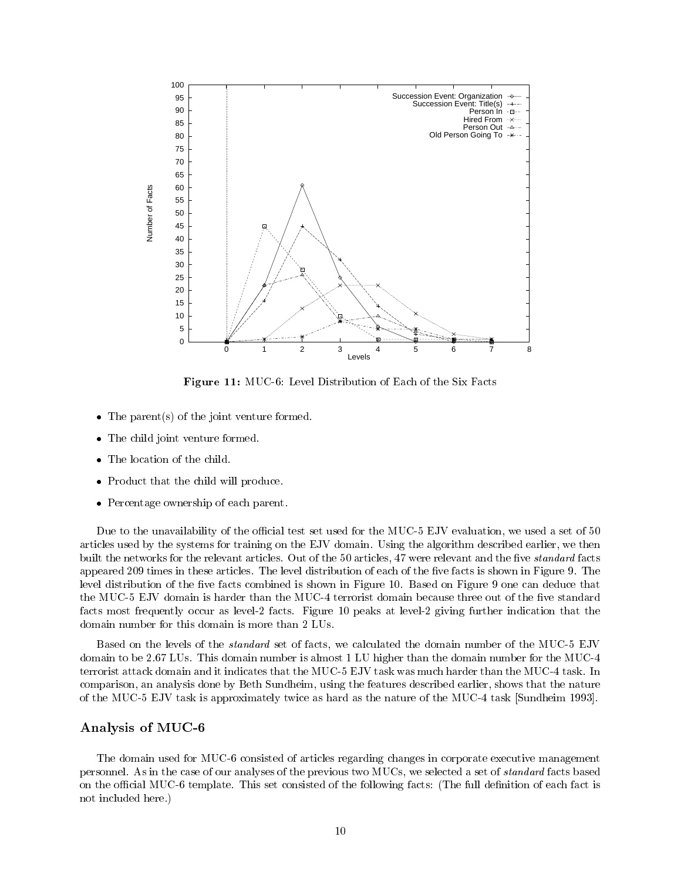**Figure 11:** MUC-6: Level Distribution of Each of the Six Facts

- The parent(s) of the joint venture formed.
- The child joint venture formed.
- The location of the child.
- Product that the child will produce.
- Percentage ownership of each parent.

Due to the unavailability of the official test set used for the MUC-5 EJV evaluation, we used a set of 50 articles used by the systems for training on the EJV domain. Using the algorithm described earlier, we then built the networks for the relevant articles. Out of the 50 articles, 47 were relevant and the five *standard* facts appeared 209 times in these articles. The level distribution of each of the five facts is shown in Figure 9. The level distribution of the five facts combined is shown in Figure 10. Based on Figure 9 one can deduce that the MUC-5 EJV domain is harder than the MUC-4 terrorist domain because three out of the five standard facts most frequently occur as level-2 facts. Figure 10 peaks at level-2 giving further indication that the domain number for this domain is more than 2 LUs.

Based on the levels of the *standard* set of facts, we calculated the domain number of the MUC-5 EJV domain to be 2.67 LUs. This domain number is almost 1 LU higher than the domain number for the MUC-4 terrorist attack domain and it indicates that the MUC-5 EJV task was much harder than the MUC-4 task. In comparison, an analysis done by Beth Sundheim, using the features described earlier, shows that the nature of the MUC-5 EJV task is approximately twice as hard as the nature of the MUC-4 task [Sundheim 1993].

## Analysis of MUC-6

The domain used for MUC-6 consisted of articles regarding changes in corporate executive management personnel. As in the case of our analyses of the previous two MUCs, we selected a set of *standard* facts based on the official MUC-6 template. This set consisted of the following facts: (The full definition of each fact is not included here.)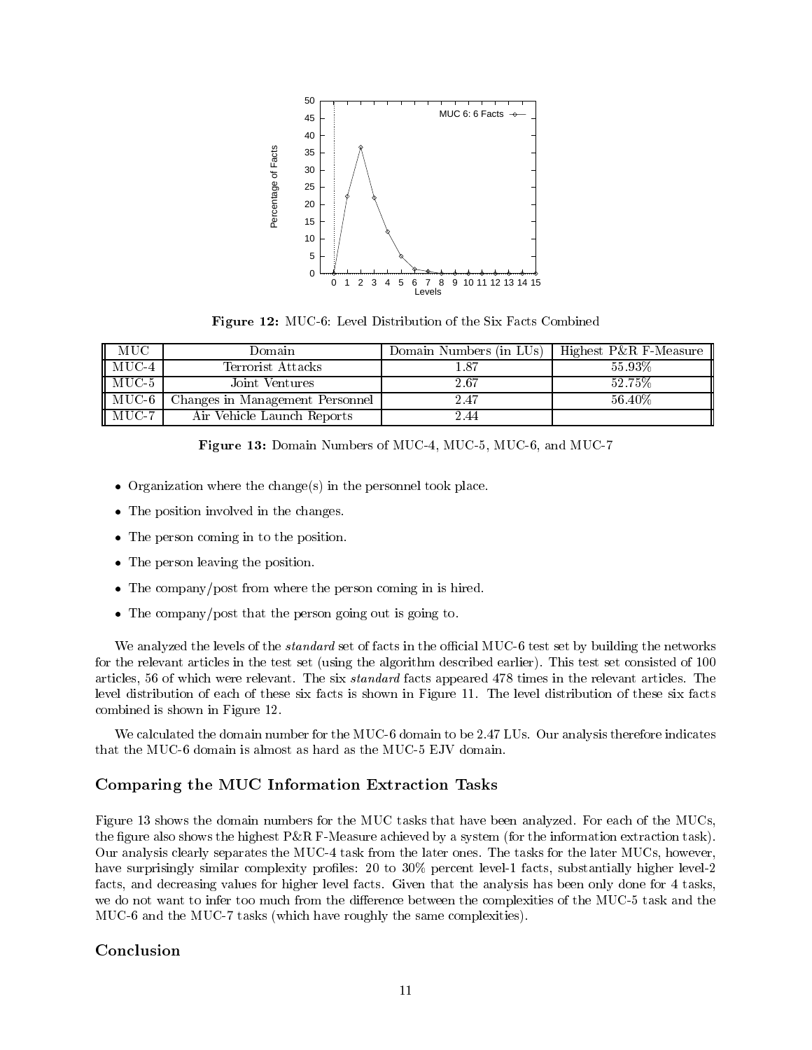Figure 12: MUC-6: Level Distribution of the Six Facts Combined

| MUC | Domain | Domain Numbers (in LUs) | Highest P&R F-Measure |
|---|---|---|---|
| MUC-4 | Terrorist Attacks | 1.87 | 55.93% |
| MUC-5 | Joint Ventures | 2.67 | 52.75% |
| MUC-6 | Changes in Management Personnel | 2.47 | 56.40% |
| MUC-7 | Air Vehicle Launch Reports | 2.44 | |

**Figure 13:** Domain Numbers of MUC-4, MUC-5, MUC-6, and MUC-7

- Organization where the change(s) in the personnel took place.
- The position involved in the changes.
- The person coming in to the position.
- The person leaving the position.
- The company/post from where the person coming in is hired.
- The company/post that the person going out is going to.

We analyzed the levels of the *standard* set of facts in the official MUC-6 test set by building the networks for the relevant articles in the test set (using the algorithm described earlier). This test set consisted of 100 articles, 56 of which were relevant. The six *standard* facts appeared 478 times in the relevant articles. The level distribution of each of these six facts is shown in Figure 11. The level distribution of these six facts combined is shown in Figure 12.

We calculated the domain number for the MUC-6 domain to be 2.47 LUs. Our analysis therefore indicates that the MUC-6 domain is almost as hard as the MUC-5 EJV domain.

## Comparing the MUC Information Extraction Tasks

Figure 13 shows the domain numbers for the MUC tasks that have been analyzed. For each of the MUCs, the figure also shows the highest P&R F-Measure achieved by a system (for the information extraction task). Our analysis clearly separates the MUC-4 task from the later ones. The tasks for the later MUCs, however, have surprisingly similar complexity profiles: 20 to 30% percent level-1 facts, substantially higher level-2 facts, and decreasing values for higher level facts. Given that the analysis has been only done for 4 tasks, we do not want to infer too much from the difference between the complexities of the MUC-5 task and the MUC-6 and the MUC-7 tasks (which have roughly the same complexities).

## Conclusion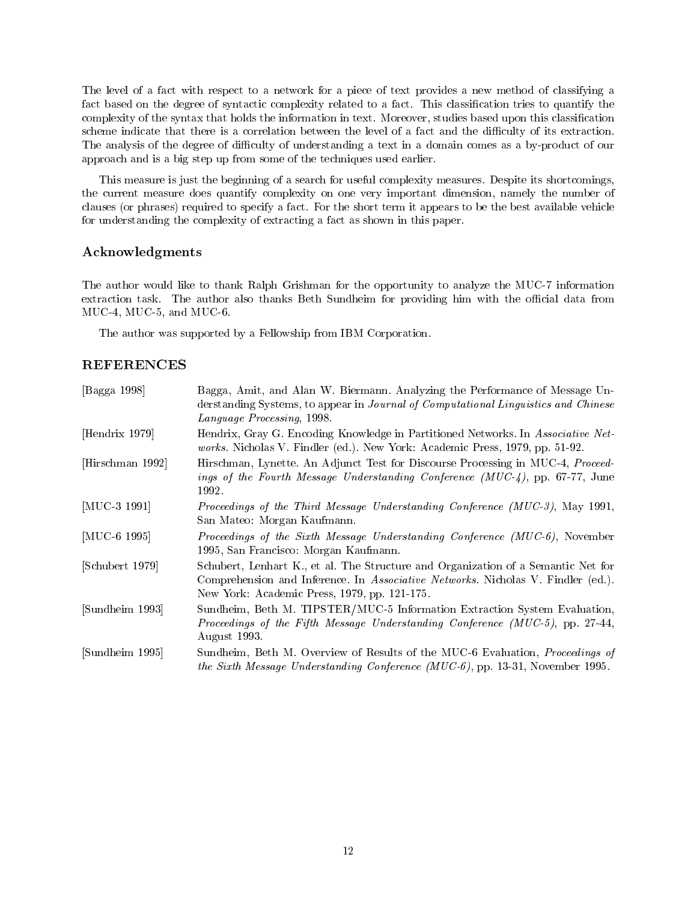The level of a fact with respect to a network for a piece of text provides a new method of classifying a fact based on the degree of syntactic complexity related to a fact. This classification tries to quantify the complexity of the syntax that holds the information in text. Moreover, studies based upon this classification scheme indicate that there is a correlation between the level of a fact and the difficulty of its extraction. The analysis of the degree of difficulty of understanding a text in a domain comes as a by-product of our approach and is a big step up from some of the techniques used earlier.

This measure is just the beginning of a search for useful complexity measures. Despite its shortcomings, the current measure does quantify complexity on one very important dimension, namely the number of clauses (or phrases) required to specify a fact. For the short term it appears to be the best available vehicle for understanding the complexity of extracting a fact as shown in this paper.

## Acknowledgments

The author would like to thank Ralph Grishman for the opportunity to analyze the MUC-7 information extraction task. The author also thanks Beth Sundheim for providing him with the official data from MUC-4, MUC-5, and MUC-6.

The author was supported by a Fellowship from IBM Corporation.

## REFERENCES

[Bagga 1998] Bagga, Amit, and Alan W. Biermann. Analyzing the Performance of Message Understanding Systems, to appear in *Journal of Computational Linguistics and Chinese Language Processing*, 1998.

[Hendrix 1979] Hendrix, Gray G. Encoding Knowledge in Partitioned Networks. In *Associative Networks*. Nicholas V. Findler (ed.). New York: Academic Press, 1979, pp. 51-92.

[Hirschman 1992] Hirschman, Lynette. An Adjunct Test for Discourse Processing in MUC-4, *Proceedings of the Fourth Message Understanding Conference (MUC-4)*, pp. 67-77, June 1992.

[MUC-3 1991] *Proceedings of the Third Message Understanding Conference (MUC-3)*, May 1991, San Mateo: Morgan Kaufmann.

[MUC-6 1995] *Proceedings of the Sixth Message Understanding Conference (MUC-6)*, November 1995, San Francisco: Morgan Kaufmann.

[Schubert 1979] Schubert, Lenhart K., et al. The Structure and Organization of a Semantic Net for Comprehension and Inference. In *Associative Networks*. Nicholas V. Findler (ed.). New York: Academic Press, 1979, pp. 121-175.

[Sundheim 1993] Sundheim, Beth M. TIPSTER/MUC-5 Information Extraction System Evaluation, *Proceedings of the Fifth Message Understanding Conference (MUC-5)*, pp. 27-44, August 1993.

[Sundheim 1995] Sundheim, Beth M. Overview of Results of the MUC-6 Evaluation, *Proceedings of the Sixth Message Understanding Conference (MUC-6)*, pp. 13-31, November 1995.